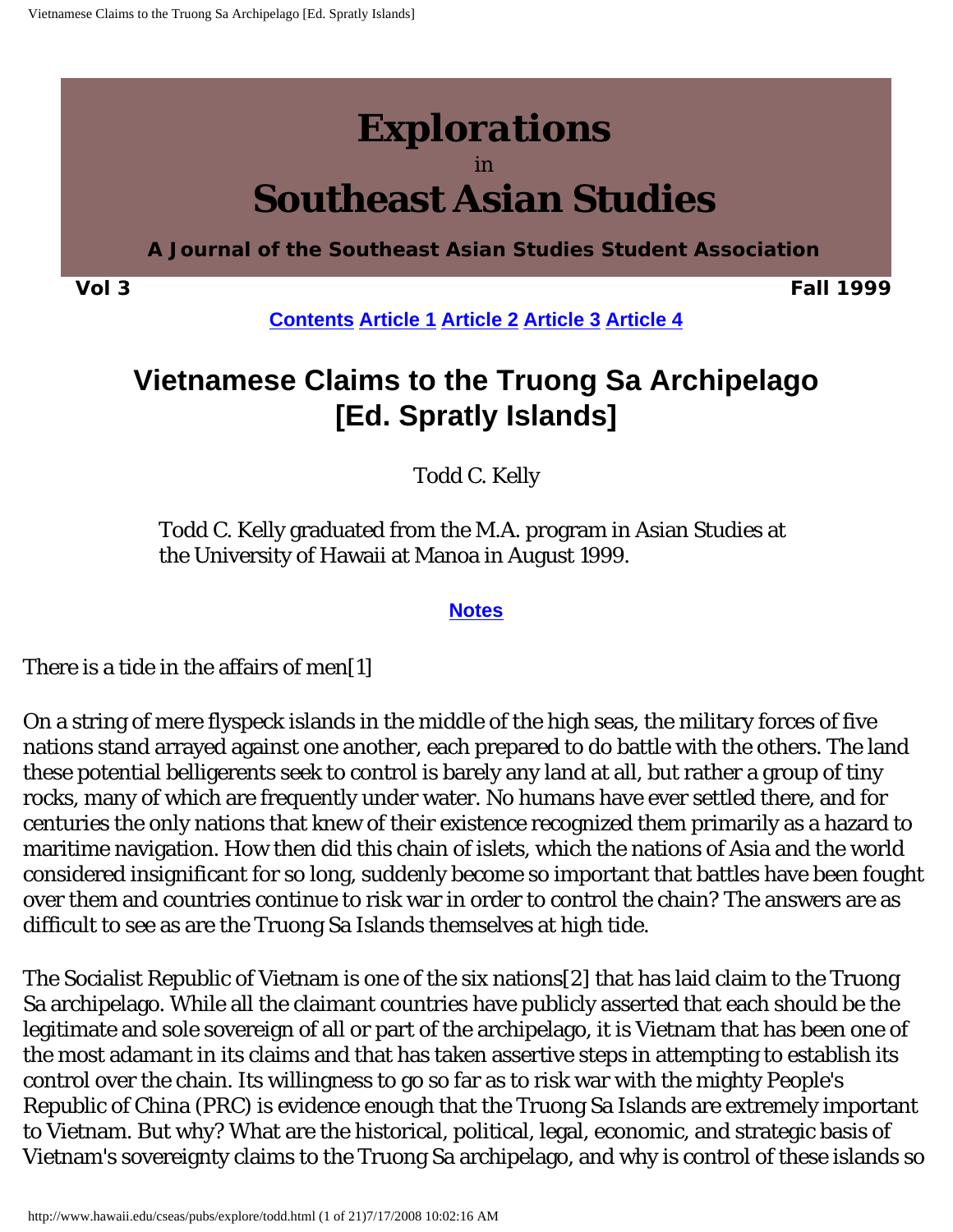# Explorations in Southeast Asian Studies

**A Journal of the Southeast Asian Studies Student Association**

**Vol 3** **Fall 1999**

**Contents Article 1 Article 2 Article 3 Article 4**

## Vietnamese Claims to the Truong Sa Archipelago [Ed. Spratly Islands]

Todd C. Kelly

Todd C. Kelly graduated from the M.A. program in Asian Studies at the University of Hawaii at Manoa in August 1999.

**Notes**

There is a tide in the affairs of men[1]

On a string of mere flyspeck islands in the middle of the high seas, the military forces of five nations stand arrayed against one another, each prepared to do battle with the others. The land these potential belligerents seek to control is barely any land at all, but rather a group of tiny rocks, many of which are frequently under water. No humans have ever settled there, and for centuries the only nations that knew of their existence recognized them primarily as a hazard to maritime navigation. How then did this chain of islets, which the nations of Asia and the world considered insignificant for so long, suddenly become so important that battles have been fought over them and countries continue to risk war in order to control the chain? The answers are as difficult to see as are the Truong Sa Islands themselves at high tide.

The Socialist Republic of Vietnam is one of the six nations[2] that has laid claim to the Truong Sa archipelago. While all the claimant countries have publicly asserted that each should be the legitimate and sole sovereign of all or part of the archipelago, it is Vietnam that has been one of the most adamant in its claims and that has taken assertive steps in attempting to establish its control over the chain. Its willingness to go so far as to risk war with the mighty People's Republic of China (PRC) is evidence enough that the Truong Sa Islands are extremely important to Vietnam. But why? What are the historical, political, legal, economic, and strategic basis of Vietnam's sovereignty claims to the Truong Sa archipelago, and why is control of these islands so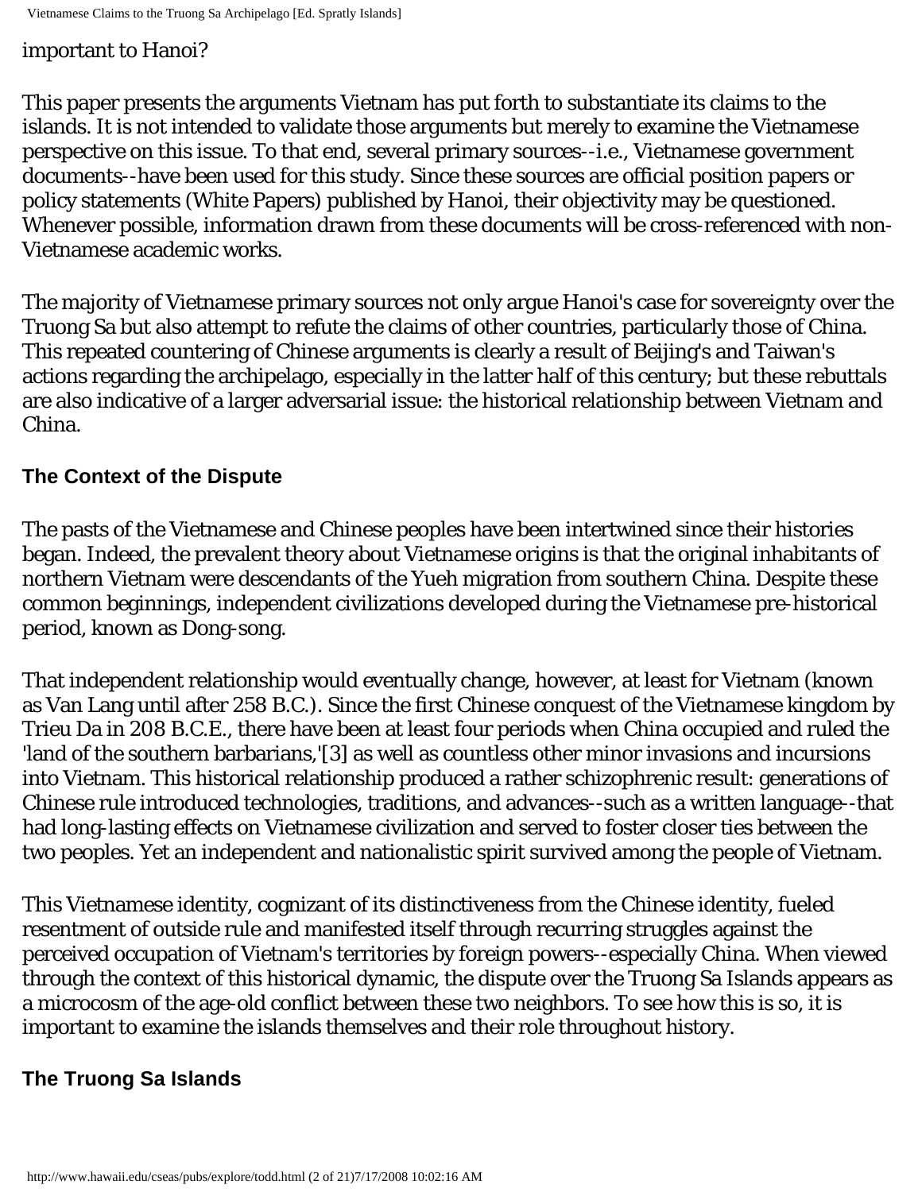important to Hanoi?

This paper presents the arguments Vietnam has put forth to substantiate its claims to the islands. It is not intended to validate those arguments but merely to examine the Vietnamese perspective on this issue. To that end, several primary sources--i.e., Vietnamese government documents--have been used for this study. Since these sources are official position papers or policy statements (White Papers) published by Hanoi, their objectivity may be questioned. Whenever possible, information drawn from these documents will be cross-referenced with non-Vietnamese academic works.

The majority of Vietnamese primary sources not only argue Hanoi's case for sovereignty over the Truong Sa but also attempt to refute the claims of other countries, particularly those of China. This repeated countering of Chinese arguments is clearly a result of Beijing's and Taiwan's actions regarding the archipelago, especially in the latter half of this century; but these rebuttals are also indicative of a larger adversarial issue: the historical relationship between Vietnam and China.

### The Context of the Dispute

The pasts of the Vietnamese and Chinese peoples have been intertwined since their histories began. Indeed, the prevalent theory about Vietnamese origins is that the original inhabitants of northern Vietnam were descendants of the Yueh migration from southern China. Despite these common beginnings, independent civilizations developed during the Vietnamese pre-historical period, known as Dong-song.

That independent relationship would eventually change, however, at least for Vietnam (known as Van Lang until after 258 B.C.). Since the first Chinese conquest of the Vietnamese kingdom by Trieu Da in 208 B.C.E., there have been at least four periods when China occupied and ruled the 'land of the southern barbarians,'[3] as well as countless other minor invasions and incursions into Vietnam. This historical relationship produced a rather schizophrenic result: generations of Chinese rule introduced technologies, traditions, and advances--such as a written language--that had long-lasting effects on Vietnamese civilization and served to foster closer ties between the two peoples. Yet an independent and nationalistic spirit survived among the people of Vietnam.

This Vietnamese identity, cognizant of its distinctiveness from the Chinese identity, fueled resentment of outside rule and manifested itself through recurring struggles against the perceived occupation of Vietnam's territories by foreign powers--especially China. When viewed through the context of this historical dynamic, the dispute over the Truong Sa Islands appears as a microcosm of the age-old conflict between these two neighbors. To see how this is so, it is important to examine the islands themselves and their role throughout history.

### The Truong Sa Islands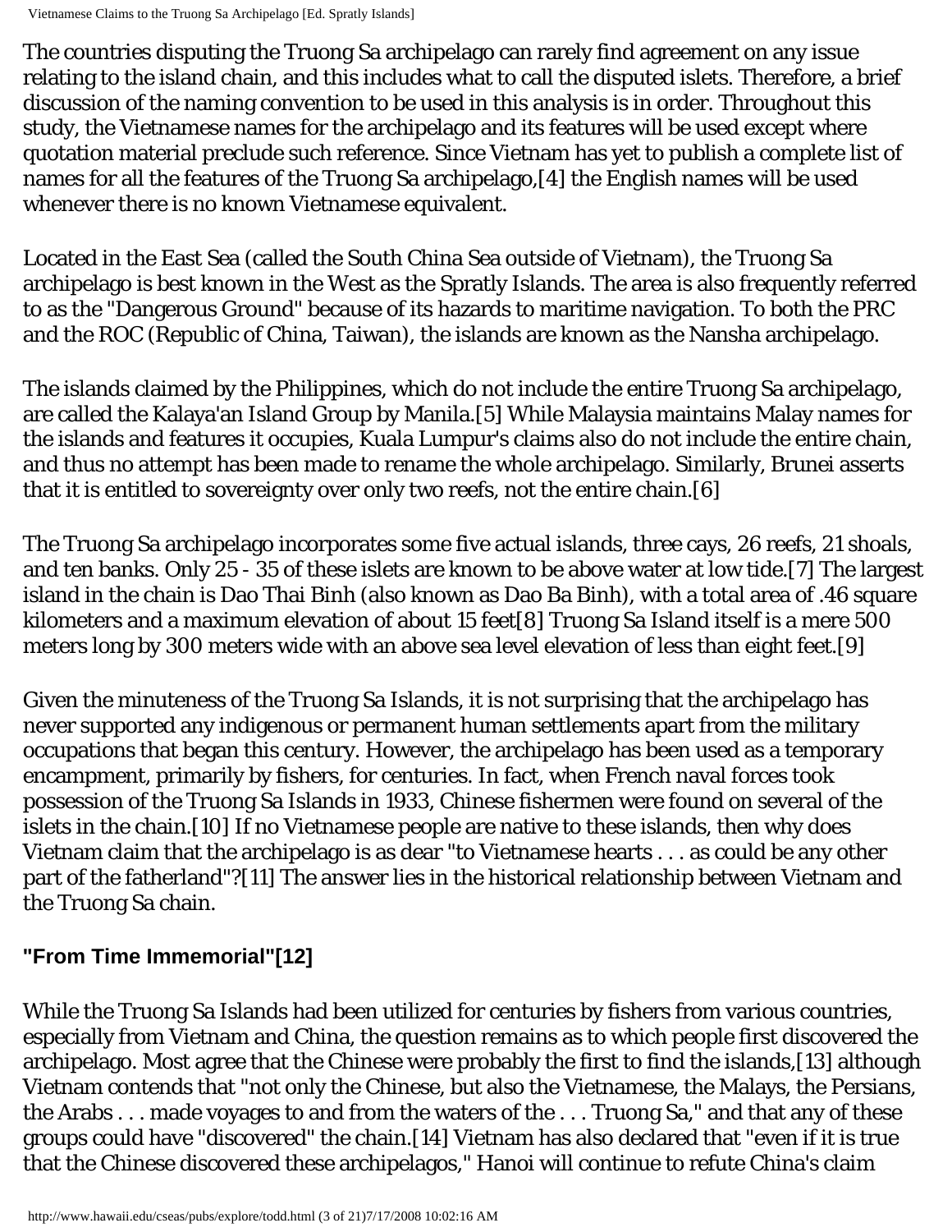The countries disputing the Truong Sa archipelago can rarely find agreement on any issue relating to the island chain, and this includes what to call the disputed islets. Therefore, a brief discussion of the naming convention to be used in this analysis is in order. Throughout this study, the Vietnamese names for the archipelago and its features will be used except where quotation material preclude such reference. Since Vietnam has yet to publish a complete list of names for all the features of the Truong Sa archipelago,[4] the English names will be used whenever there is no known Vietnamese equivalent.

Located in the East Sea (called the South China Sea outside of Vietnam), the Truong Sa archipelago is best known in the West as the Spratly Islands. The area is also frequently referred to as the "Dangerous Ground" because of its hazards to maritime navigation. To both the PRC and the ROC (Republic of China, Taiwan), the islands are known as the Nansha archipelago.

The islands claimed by the Philippines, which do not include the entire Truong Sa archipelago, are called the Kalaya'an Island Group by Manila.[5] While Malaysia maintains Malay names for the islands and features it occupies, Kuala Lumpur's claims also do not include the entire chain, and thus no attempt has been made to rename the whole archipelago. Similarly, Brunei asserts that it is entitled to sovereignty over only two reefs, not the entire chain.[6]

The Truong Sa archipelago incorporates some five actual islands, three cays, 26 reefs, 21 shoals, and ten banks. Only 25 - 35 of these islets are known to be above water at low tide.[7] The largest island in the chain is Dao Thai Binh (also known as Dao Ba Binh), with a total area of .46 square kilometers and a maximum elevation of about 15 feet[8] Truong Sa Island itself is a mere 500 meters long by 300 meters wide with an above sea level elevation of less than eight feet.[9]

Given the minuteness of the Truong Sa Islands, it is not surprising that the archipelago has never supported any indigenous or permanent human settlements apart from the military occupations that began this century. However, the archipelago has been used as a temporary encampment, primarily by fishers, for centuries. In fact, when French naval forces took possession of the Truong Sa Islands in 1933, Chinese fishermen were found on several of the islets in the chain.[10] If no Vietnamese people are native to these islands, then why does Vietnam claim that the archipelago is as dear "to Vietnamese hearts . . . as could be any other part of the fatherland"?[11] The answer lies in the historical relationship between Vietnam and the Truong Sa chain.

### "From Time Immemorial"[12]

While the Truong Sa Islands had been utilized for centuries by fishers from various countries, especially from Vietnam and China, the question remains as to which people first discovered the archipelago. Most agree that the Chinese were probably the first to find the islands,[13] although Vietnam contends that "not only the Chinese, but also the Vietnamese, the Malays, the Persians, the Arabs . . . made voyages to and from the waters of the . . . Truong Sa," and that any of these groups could have "discovered" the chain.[14] Vietnam has also declared that "even if it is true that the Chinese discovered these archipelagos," Hanoi will continue to refute China's claim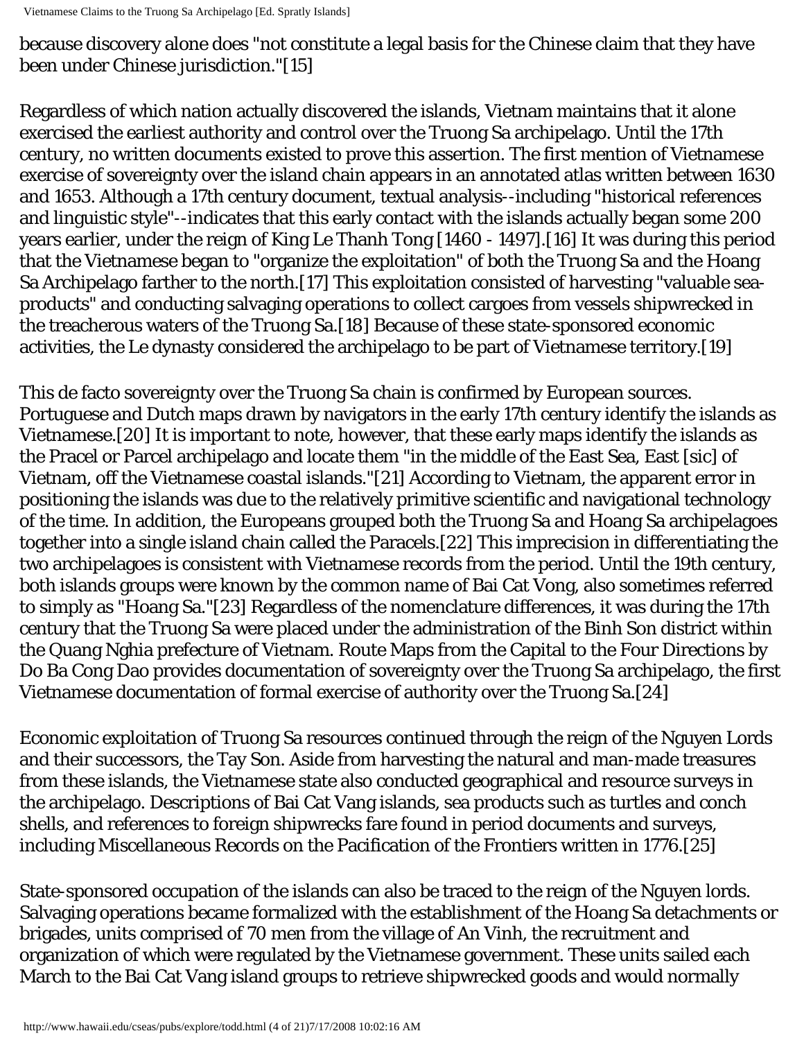because discovery alone does "not constitute a legal basis for the Chinese claim that they have been under Chinese jurisdiction."[15]

Regardless of which nation actually discovered the islands, Vietnam maintains that it alone exercised the earliest authority and control over the Truong Sa archipelago. Until the 17th century, no written documents existed to prove this assertion. The first mention of Vietnamese exercise of sovereignty over the island chain appears in an annotated atlas written between 1630 and 1653. Although a 17th century document, textual analysis--including "historical references and linguistic style"--indicates that this early contact with the islands actually began some 200 years earlier, under the reign of King Le Thanh Tong [1460 - 1497].[16] It was during this period that the Vietnamese began to "organize the exploitation" of both the Truong Sa and the Hoang Sa Archipelago farther to the north.[17] This exploitation consisted of harvesting "valuable sea-products" and conducting salvaging operations to collect cargoes from vessels shipwrecked in the treacherous waters of the Truong Sa.[18] Because of these state-sponsored economic activities, the Le dynasty considered the archipelago to be part of Vietnamese territory.[19]

This de facto sovereignty over the Truong Sa chain is confirmed by European sources. Portuguese and Dutch maps drawn by navigators in the early 17th century identify the islands as Vietnamese.[20] It is important to note, however, that these early maps identify the islands as the Pracel or Parcel archipelago and locate them "in the middle of the East Sea, East [sic] of Vietnam, off the Vietnamese coastal islands."[21] According to Vietnam, the apparent error in positioning the islands was due to the relatively primitive scientific and navigational technology of the time. In addition, the Europeans grouped both the Truong Sa and Hoang Sa archipelagoes together into a single island chain called the Paracels.[22] This imprecision in differentiating the two archipelagoes is consistent with Vietnamese records from the period. Until the 19th century, both islands groups were known by the common name of Bai Cat Vong, also sometimes referred to simply as "Hoang Sa."[23] Regardless of the nomenclature differences, it was during the 17th century that the Truong Sa were placed under the administration of the Binh Son district within the Quang Nghia prefecture of Vietnam. Route Maps from the Capital to the Four Directions by Do Ba Cong Dao provides documentation of sovereignty over the Truong Sa archipelago, the first Vietnamese documentation of formal exercise of authority over the Truong Sa.[24]

Economic exploitation of Truong Sa resources continued through the reign of the Nguyen Lords and their successors, the Tay Son. Aside from harvesting the natural and man-made treasures from these islands, the Vietnamese state also conducted geographical and resource surveys in the archipelago. Descriptions of Bai Cat Vang islands, sea products such as turtles and conch shells, and references to foreign shipwrecks fare found in period documents and surveys, including Miscellaneous Records on the Pacification of the Frontiers written in 1776.[25]

State-sponsored occupation of the islands can also be traced to the reign of the Nguyen lords. Salvaging operations became formalized with the establishment of the Hoang Sa detachments or brigades, units comprised of 70 men from the village of An Vinh, the recruitment and organization of which were regulated by the Vietnamese government. These units sailed each March to the Bai Cat Vang island groups to retrieve shipwrecked goods and would normally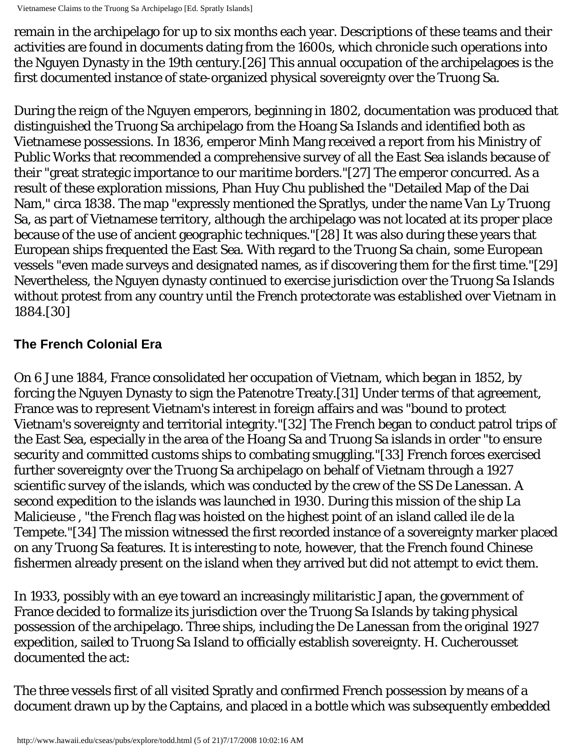remain in the archipelago for up to six months each year. Descriptions of these teams and their activities are found in documents dating from the 1600s, which chronicle such operations into the Nguyen Dynasty in the 19th century.[26] This annual occupation of the archipelagoes is the first documented instance of state-organized physical sovereignty over the Truong Sa.

During the reign of the Nguyen emperors, beginning in 1802, documentation was produced that distinguished the Truong Sa archipelago from the Hoang Sa Islands and identified both as Vietnamese possessions. In 1836, emperor Minh Mang received a report from his Ministry of Public Works that recommended a comprehensive survey of all the East Sea islands because of their "great strategic importance to our maritime borders."[27] The emperor concurred. As a result of these exploration missions, Phan Huy Chu published the "Detailed Map of the Dai Nam," circa 1838. The map "expressly mentioned the Spratlys, under the name Van Ly Truong Sa, as part of Vietnamese territory, although the archipelago was not located at its proper place because of the use of ancient geographic techniques."[28] It was also during these years that European ships frequented the East Sea. With regard to the Truong Sa chain, some European vessels "even made surveys and designated names, as if discovering them for the first time."[29] Nevertheless, the Nguyen dynasty continued to exercise jurisdiction over the Truong Sa Islands without protest from any country until the French protectorate was established over Vietnam in 1884.[30]

## The French Colonial Era

On 6 June 1884, France consolidated her occupation of Vietnam, which began in 1852, by forcing the Nguyen Dynasty to sign the Patenotre Treaty.[31] Under terms of that agreement, France was to represent Vietnam's interest in foreign affairs and was "bound to protect Vietnam's sovereignty and territorial integrity."[32] The French began to conduct patrol trips of the East Sea, especially in the area of the Hoang Sa and Truong Sa islands in order "to ensure security and committed customs ships to combating smuggling."[33] French forces exercised further sovereignty over the Truong Sa archipelago on behalf of Vietnam through a 1927 scientific survey of the islands, which was conducted by the crew of the SS De Lanessan. A second expedition to the islands was launched in 1930. During this mission of the ship La Malicieuse , "the French flag was hoisted on the highest point of an island called ile de la Tempete."[34] The mission witnessed the first recorded instance of a sovereignty marker placed on any Truong Sa features. It is interesting to note, however, that the French found Chinese fishermen already present on the island when they arrived but did not attempt to evict them.

In 1933, possibly with an eye toward an increasingly militaristic Japan, the government of France decided to formalize its jurisdiction over the Truong Sa Islands by taking physical possession of the archipelago. Three ships, including the De Lanessan from the original 1927 expedition, sailed to Truong Sa Island to officially establish sovereignty. H. Cucherousset documented the act:

The three vessels first of all visited Spratly and confirmed French possession by means of a document drawn up by the Captains, and placed in a bottle which was subsequently embedded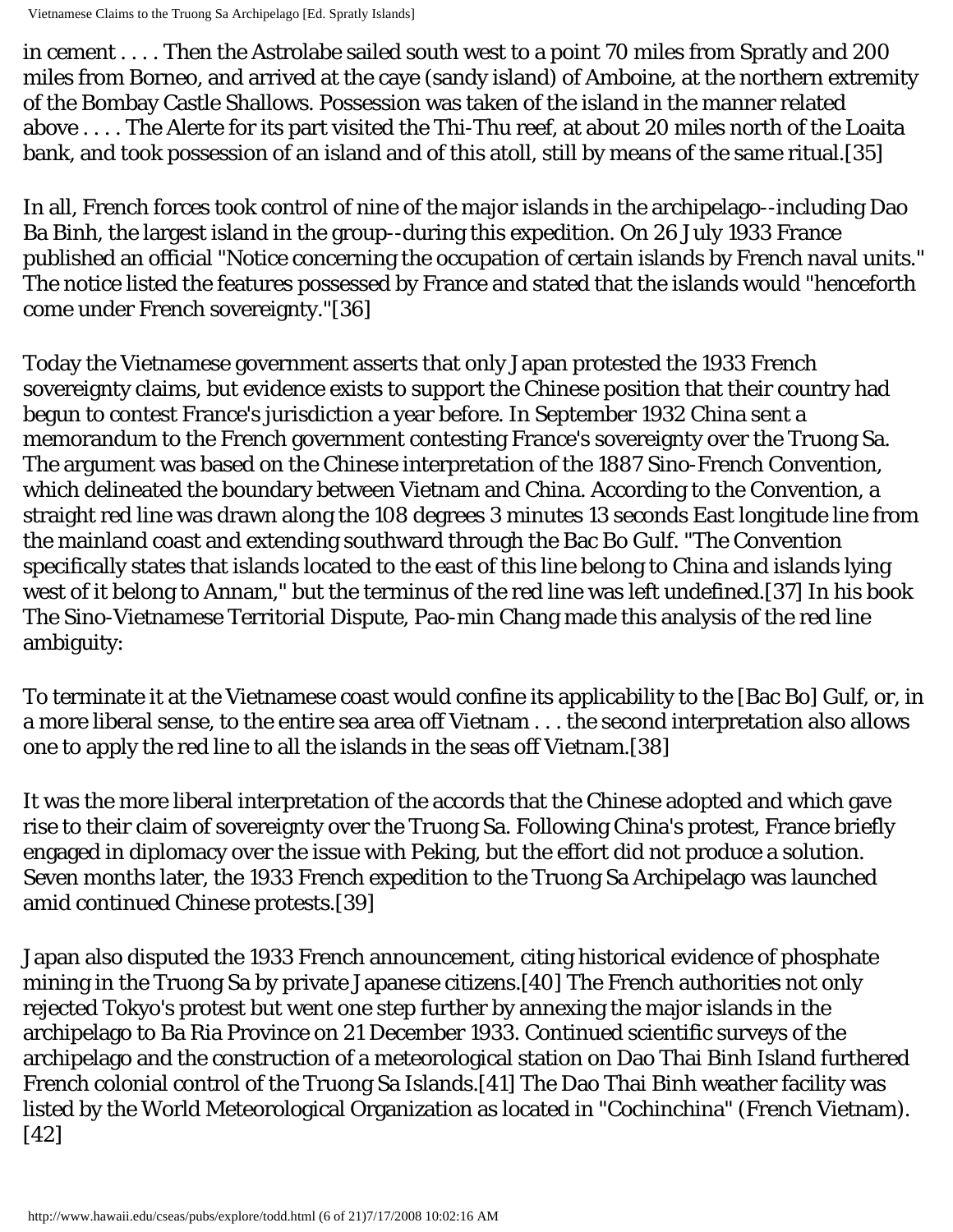in cement . . . . Then the Astrolabe sailed south west to a point 70 miles from Spratly and 200 miles from Borneo, and arrived at the caye (sandy island) of Amboine, at the northern extremity of the Bombay Castle Shallows. Possession was taken of the island in the manner related above . . . . The Alerte for its part visited the Thi-Thu reef, at about 20 miles north of the Loaita bank, and took possession of an island and of this atoll, still by means of the same ritual.[35]

In all, French forces took control of nine of the major islands in the archipelago--including Dao Ba Binh, the largest island in the group--during this expedition. On 26 July 1933 France published an official "Notice concerning the occupation of certain islands by French naval units." The notice listed the features possessed by France and stated that the islands would "henceforth come under French sovereignty."[36]

Today the Vietnamese government asserts that only Japan protested the 1933 French sovereignty claims, but evidence exists to support the Chinese position that their country had begun to contest France's jurisdiction a year before. In September 1932 China sent a memorandum to the French government contesting France's sovereignty over the Truong Sa. The argument was based on the Chinese interpretation of the 1887 Sino-French Convention, which delineated the boundary between Vietnam and China. According to the Convention, a straight red line was drawn along the 108 degrees 3 minutes 13 seconds East longitude line from the mainland coast and extending southward through the Bac Bo Gulf. "The Convention specifically states that islands located to the east of this line belong to China and islands lying west of it belong to Annam," but the terminus of the red line was left undefined.[37] In his book The Sino-Vietnamese Territorial Dispute, Pao-min Chang made this analysis of the red line ambiguity:

To terminate it at the Vietnamese coast would confine its applicability to the [Bac Bo] Gulf, or, in a more liberal sense, to the entire sea area off Vietnam . . . the second interpretation also allows one to apply the red line to all the islands in the seas off Vietnam.[38]

It was the more liberal interpretation of the accords that the Chinese adopted and which gave rise to their claim of sovereignty over the Truong Sa. Following China's protest, France briefly engaged in diplomacy over the issue with Peking, but the effort did not produce a solution. Seven months later, the 1933 French expedition to the Truong Sa Archipelago was launched amid continued Chinese protests.[39]

Japan also disputed the 1933 French announcement, citing historical evidence of phosphate mining in the Truong Sa by private Japanese citizens.[40] The French authorities not only rejected Tokyo's protest but went one step further by annexing the major islands in the archipelago to Ba Ria Province on 21 December 1933. Continued scientific surveys of the archipelago and the construction of a meteorological station on Dao Thai Binh Island furthered French colonial control of the Truong Sa Islands.[41] The Dao Thai Binh weather facility was listed by the World Meteorological Organization as located in "Cochinchina" (French Vietnam).[42]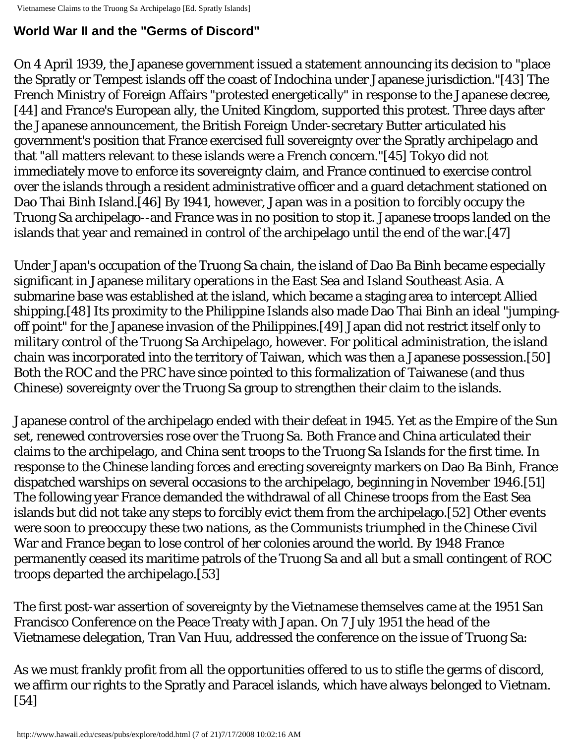## World War II and the "Germs of Discord"

On 4 April 1939, the Japanese government issued a statement announcing its decision to "place the Spratly or Tempest islands off the coast of Indochina under Japanese jurisdiction."[43] The French Ministry of Foreign Affairs "protested energetically" in response to the Japanese decree,[44] and France's European ally, the United Kingdom, supported this protest. Three days after the Japanese announcement, the British Foreign Under-secretary Butter articulated his government's position that France exercised full sovereignty over the Spratly archipelago and that "all matters relevant to these islands were a French concern."[45] Tokyo did not immediately move to enforce its sovereignty claim, and France continued to exercise control over the islands through a resident administrative officer and a guard detachment stationed on Dao Thai Binh Island.[46] By 1941, however, Japan was in a position to forcibly occupy the Truong Sa archipelago--and France was in no position to stop it. Japanese troops landed on the islands that year and remained in control of the archipelago until the end of the war.[47]

Under Japan's occupation of the Truong Sa chain, the island of Dao Ba Binh became especially significant in Japanese military operations in the East Sea and Island Southeast Asia. A submarine base was established at the island, which became a staging area to intercept Allied shipping.[48] Its proximity to the Philippine Islands also made Dao Thai Binh an ideal "jumping-off point" for the Japanese invasion of the Philippines.[49] Japan did not restrict itself only to military control of the Truong Sa Archipelago, however. For political administration, the island chain was incorporated into the territory of Taiwan, which was then a Japanese possession.[50] Both the ROC and the PRC have since pointed to this formalization of Taiwanese (and thus Chinese) sovereignty over the Truong Sa group to strengthen their claim to the islands.

Japanese control of the archipelago ended with their defeat in 1945. Yet as the Empire of the Sun set, renewed controversies rose over the Truong Sa. Both France and China articulated their claims to the archipelago, and China sent troops to the Truong Sa Islands for the first time. In response to the Chinese landing forces and erecting sovereignty markers on Dao Ba Binh, France dispatched warships on several occasions to the archipelago, beginning in November 1946.[51] The following year France demanded the withdrawal of all Chinese troops from the East Sea islands but did not take any steps to forcibly evict them from the archipelago.[52] Other events were soon to preoccupy these two nations, as the Communists triumphed in the Chinese Civil War and France began to lose control of her colonies around the world. By 1948 France permanently ceased its maritime patrols of the Truong Sa and all but a small contingent of ROC troops departed the archipelago.[53]

The first post-war assertion of sovereignty by the Vietnamese themselves came at the 1951 San Francisco Conference on the Peace Treaty with Japan. On 7 July 1951 the head of the Vietnamese delegation, Tran Van Huu, addressed the conference on the issue of Truong Sa:

As we must frankly profit from all the opportunities offered to us to stifle the germs of discord, we affirm our rights to the Spratly and Paracel islands, which have always belonged to Vietnam.[54]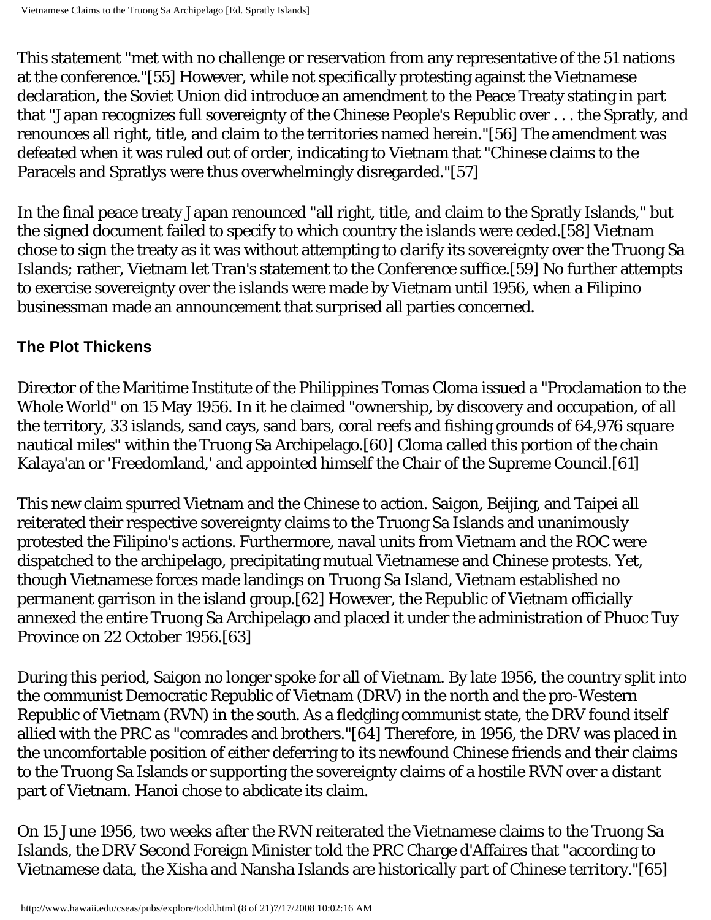This statement "met with no challenge or reservation from any representative of the 51 nations at the conference."[55] However, while not specifically protesting against the Vietnamese declaration, the Soviet Union did introduce an amendment to the Peace Treaty stating in part that "Japan recognizes full sovereignty of the Chinese People's Republic over . . . the Spratly, and renounces all right, title, and claim to the territories named herein."[56] The amendment was defeated when it was ruled out of order, indicating to Vietnam that "Chinese claims to the Paracels and Spratlys were thus overwhelmingly disregarded."[57]

In the final peace treaty Japan renounced "all right, title, and claim to the Spratly Islands," but the signed document failed to specify to which country the islands were ceded.[58] Vietnam chose to sign the treaty as it was without attempting to clarify its sovereignty over the Truong Sa Islands; rather, Vietnam let Tran's statement to the Conference suffice.[59] No further attempts to exercise sovereignty over the islands were made by Vietnam until 1956, when a Filipino businessman made an announcement that surprised all parties concerned.

### The Plot Thickens

Director of the Maritime Institute of the Philippines Tomas Cloma issued a "Proclamation to the Whole World" on 15 May 1956. In it he claimed "ownership, by discovery and occupation, of all the territory, 33 islands, sand cays, sand bars, coral reefs and fishing grounds of 64,976 square nautical miles" within the Truong Sa Archipelago.[60] Cloma called this portion of the chain Kalaya'an or 'Freedomland,' and appointed himself the Chair of the Supreme Council.[61]

This new claim spurred Vietnam and the Chinese to action. Saigon, Beijing, and Taipei all reiterated their respective sovereignty claims to the Truong Sa Islands and unanimously protested the Filipino's actions. Furthermore, naval units from Vietnam and the ROC were dispatched to the archipelago, precipitating mutual Vietnamese and Chinese protests. Yet, though Vietnamese forces made landings on Truong Sa Island, Vietnam established no permanent garrison in the island group.[62] However, the Republic of Vietnam officially annexed the entire Truong Sa Archipelago and placed it under the administration of Phuoc Tuy Province on 22 October 1956.[63]

During this period, Saigon no longer spoke for all of Vietnam. By late 1956, the country split into the communist Democratic Republic of Vietnam (DRV) in the north and the pro-Western Republic of Vietnam (RVN) in the south. As a fledgling communist state, the DRV found itself allied with the PRC as "comrades and brothers."[64] Therefore, in 1956, the DRV was placed in the uncomfortable position of either deferring to its newfound Chinese friends and their claims to the Truong Sa Islands or supporting the sovereignty claims of a hostile RVN over a distant part of Vietnam. Hanoi chose to abdicate its claim.

On 15 June 1956, two weeks after the RVN reiterated the Vietnamese claims to the Truong Sa Islands, the DRV Second Foreign Minister told the PRC Charge d'Affaires that "according to Vietnamese data, the Xisha and Nansha Islands are historically part of Chinese territory."[65]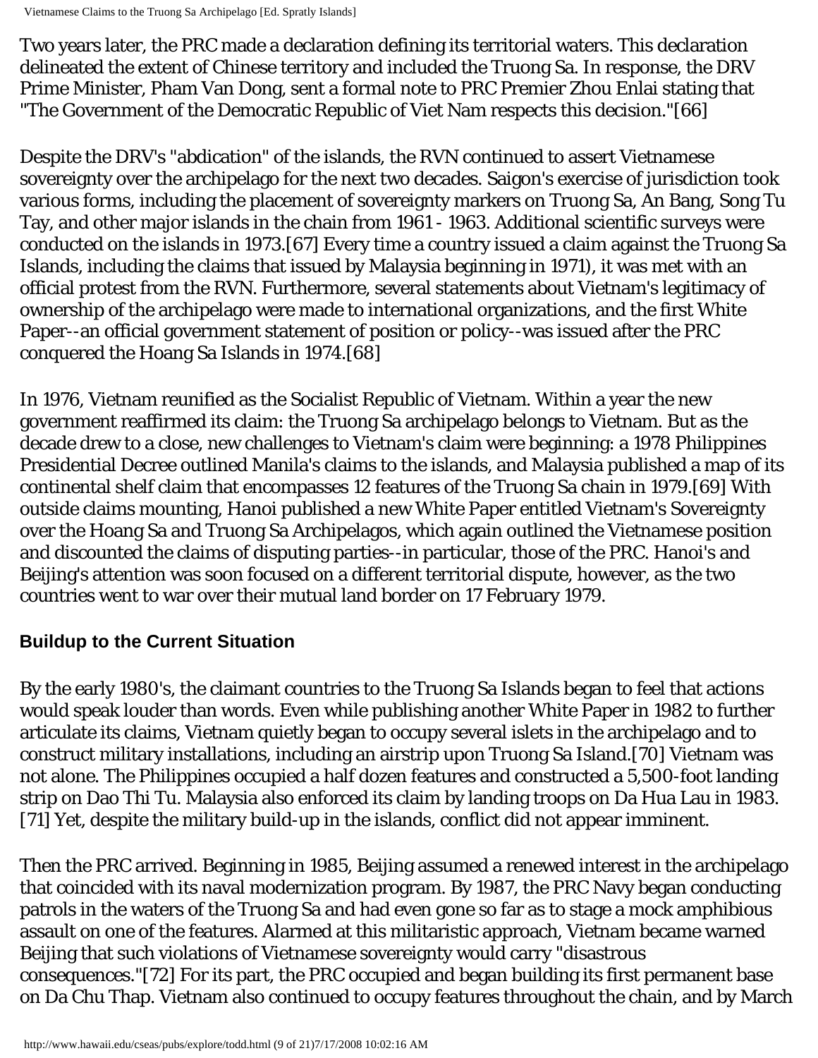Two years later, the PRC made a declaration defining its territorial waters. This declaration delineated the extent of Chinese territory and included the Truong Sa. In response, the DRV Prime Minister, Pham Van Dong, sent a formal note to PRC Premier Zhou Enlai stating that "The Government of the Democratic Republic of Viet Nam respects this decision."[66]

Despite the DRV's "abdication" of the islands, the RVN continued to assert Vietnamese sovereignty over the archipelago for the next two decades. Saigon's exercise of jurisdiction took various forms, including the placement of sovereignty markers on Truong Sa, An Bang, Song Tu Tay, and other major islands in the chain from 1961 - 1963. Additional scientific surveys were conducted on the islands in 1973.[67] Every time a country issued a claim against the Truong Sa Islands, including the claims that issued by Malaysia beginning in 1971), it was met with an official protest from the RVN. Furthermore, several statements about Vietnam's legitimacy of ownership of the archipelago were made to international organizations, and the first White Paper--an official government statement of position or policy--was issued after the PRC conquered the Hoang Sa Islands in 1974.[68]

In 1976, Vietnam reunified as the Socialist Republic of Vietnam. Within a year the new government reaffirmed its claim: the Truong Sa archipelago belongs to Vietnam. But as the decade drew to a close, new challenges to Vietnam's claim were beginning: a 1978 Philippines Presidential Decree outlined Manila's claims to the islands, and Malaysia published a map of its continental shelf claim that encompasses 12 features of the Truong Sa chain in 1979.[69] With outside claims mounting, Hanoi published a new White Paper entitled Vietnam's Sovereignty over the Hoang Sa and Truong Sa Archipelagos, which again outlined the Vietnamese position and discounted the claims of disputing parties--in particular, those of the PRC. Hanoi's and Beijing's attention was soon focused on a different territorial dispute, however, as the two countries went to war over their mutual land border on 17 February 1979.

## Buildup to the Current Situation

By the early 1980's, the claimant countries to the Truong Sa Islands began to feel that actions would speak louder than words. Even while publishing another White Paper in 1982 to further articulate its claims, Vietnam quietly began to occupy several islets in the archipelago and to construct military installations, including an airstrip upon Truong Sa Island.[70] Vietnam was not alone. The Philippines occupied a half dozen features and constructed a 5,500-foot landing strip on Dao Thi Tu. Malaysia also enforced its claim by landing troops on Da Hua Lau in 1983.[71] Yet, despite the military build-up in the islands, conflict did not appear imminent.

Then the PRC arrived. Beginning in 1985, Beijing assumed a renewed interest in the archipelago that coincided with its naval modernization program. By 1987, the PRC Navy began conducting patrols in the waters of the Truong Sa and had even gone so far as to stage a mock amphibious assault on one of the features. Alarmed at this militaristic approach, Vietnam became warned Beijing that such violations of Vietnamese sovereignty would carry "disastrous consequences."[72] For its part, the PRC occupied and began building its first permanent base on Da Chu Thap. Vietnam also continued to occupy features throughout the chain, and by March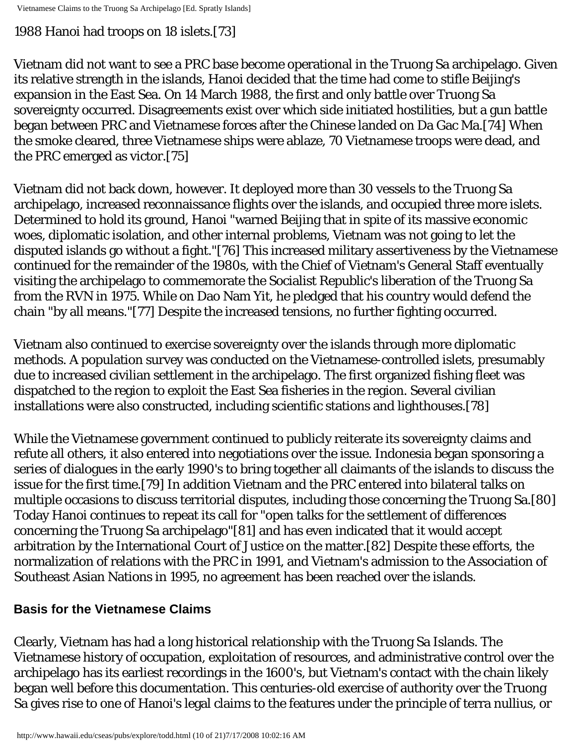1988 Hanoi had troops on 18 islets.[73]

Vietnam did not want to see a PRC base become operational in the Truong Sa archipelago. Given its relative strength in the islands, Hanoi decided that the time had come to stifle Beijing's expansion in the East Sea. On 14 March 1988, the first and only battle over Truong Sa sovereignty occurred. Disagreements exist over which side initiated hostilities, but a gun battle began between PRC and Vietnamese forces after the Chinese landed on Da Gac Ma.[74] When the smoke cleared, three Vietnamese ships were ablaze, 70 Vietnamese troops were dead, and the PRC emerged as victor.[75]

Vietnam did not back down, however. It deployed more than 30 vessels to the Truong Sa archipelago, increased reconnaissance flights over the islands, and occupied three more islets. Determined to hold its ground, Hanoi "warned Beijing that in spite of its massive economic woes, diplomatic isolation, and other internal problems, Vietnam was not going to let the disputed islands go without a fight."[76] This increased military assertiveness by the Vietnamese continued for the remainder of the 1980s, with the Chief of Vietnam's General Staff eventually visiting the archipelago to commemorate the Socialist Republic's liberation of the Truong Sa from the RVN in 1975. While on Dao Nam Yit, he pledged that his country would defend the chain "by all means."[77] Despite the increased tensions, no further fighting occurred.

Vietnam also continued to exercise sovereignty over the islands through more diplomatic methods. A population survey was conducted on the Vietnamese-controlled islets, presumably due to increased civilian settlement in the archipelago. The first organized fishing fleet was dispatched to the region to exploit the East Sea fisheries in the region. Several civilian installations were also constructed, including scientific stations and lighthouses.[78]

While the Vietnamese government continued to publicly reiterate its sovereignty claims and refute all others, it also entered into negotiations over the issue. Indonesia began sponsoring a series of dialogues in the early 1990's to bring together all claimants of the islands to discuss the issue for the first time.[79] In addition Vietnam and the PRC entered into bilateral talks on multiple occasions to discuss territorial disputes, including those concerning the Truong Sa.[80] Today Hanoi continues to repeat its call for "open talks for the settlement of differences concerning the Truong Sa archipelago"[81] and has even indicated that it would accept arbitration by the International Court of Justice on the matter.[82] Despite these efforts, the normalization of relations with the PRC in 1991, and Vietnam's admission to the Association of Southeast Asian Nations in 1995, no agreement has been reached over the islands.

### Basis for the Vietnamese Claims

Clearly, Vietnam has had a long historical relationship with the Truong Sa Islands. The Vietnamese history of occupation, exploitation of resources, and administrative control over the archipelago has its earliest recordings in the 1600's, but Vietnam's contact with the chain likely began well before this documentation. This centuries-old exercise of authority over the Truong Sa gives rise to one of Hanoi's legal claims to the features under the principle of terra nullius, or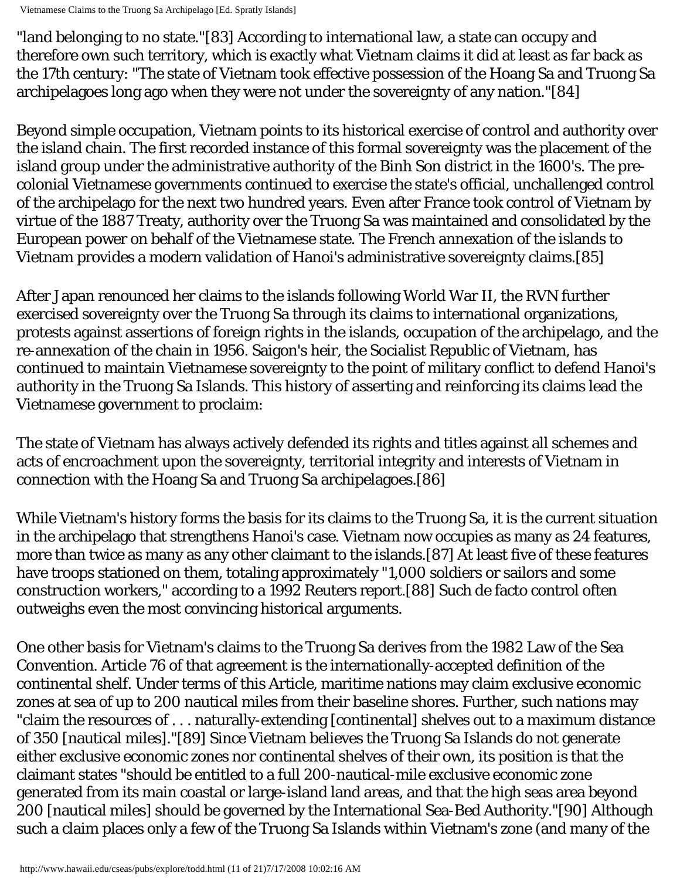"land belonging to no state."[83] According to international law, a state can occupy and therefore own such territory, which is exactly what Vietnam claims it did at least as far back as the 17th century: "The state of Vietnam took effective possession of the Hoang Sa and Truong Sa archipelagoes long ago when they were not under the sovereignty of any nation."[84]

Beyond simple occupation, Vietnam points to its historical exercise of control and authority over the island chain. The first recorded instance of this formal sovereignty was the placement of the island group under the administrative authority of the Binh Son district in the 1600's. The pre-colonial Vietnamese governments continued to exercise the state's official, unchallenged control of the archipelago for the next two hundred years. Even after France took control of Vietnam by virtue of the 1887 Treaty, authority over the Truong Sa was maintained and consolidated by the European power on behalf of the Vietnamese state. The French annexation of the islands to Vietnam provides a modern validation of Hanoi's administrative sovereignty claims.[85]

After Japan renounced her claims to the islands following World War II, the RVN further exercised sovereignty over the Truong Sa through its claims to international organizations, protests against assertions of foreign rights in the islands, occupation of the archipelago, and the re-annexation of the chain in 1956. Saigon's heir, the Socialist Republic of Vietnam, has continued to maintain Vietnamese sovereignty to the point of military conflict to defend Hanoi's authority in the Truong Sa Islands. This history of asserting and reinforcing its claims lead the Vietnamese government to proclaim:

The state of Vietnam has always actively defended its rights and titles against all schemes and acts of encroachment upon the sovereignty, territorial integrity and interests of Vietnam in connection with the Hoang Sa and Truong Sa archipelagoes.[86]

While Vietnam's history forms the basis for its claims to the Truong Sa, it is the current situation in the archipelago that strengthens Hanoi's case. Vietnam now occupies as many as 24 features, more than twice as many as any other claimant to the islands.[87] At least five of these features have troops stationed on them, totaling approximately "1,000 soldiers or sailors and some construction workers," according to a 1992 Reuters report.[88] Such de facto control often outweighs even the most convincing historical arguments.

One other basis for Vietnam's claims to the Truong Sa derives from the 1982 Law of the Sea Convention. Article 76 of that agreement is the internationally-accepted definition of the continental shelf. Under terms of this Article, maritime nations may claim exclusive economic zones at sea of up to 200 nautical miles from their baseline shores. Further, such nations may "claim the resources of . . . naturally-extending [continental] shelves out to a maximum distance of 350 [nautical miles]."[89] Since Vietnam believes the Truong Sa Islands do not generate either exclusive economic zones nor continental shelves of their own, its position is that the claimant states "should be entitled to a full 200-nautical-mile exclusive economic zone generated from its main coastal or large-island land areas, and that the high seas area beyond 200 [nautical miles] should be governed by the International Sea-Bed Authority."[90] Although such a claim places only a few of the Truong Sa Islands within Vietnam's zone (and many of the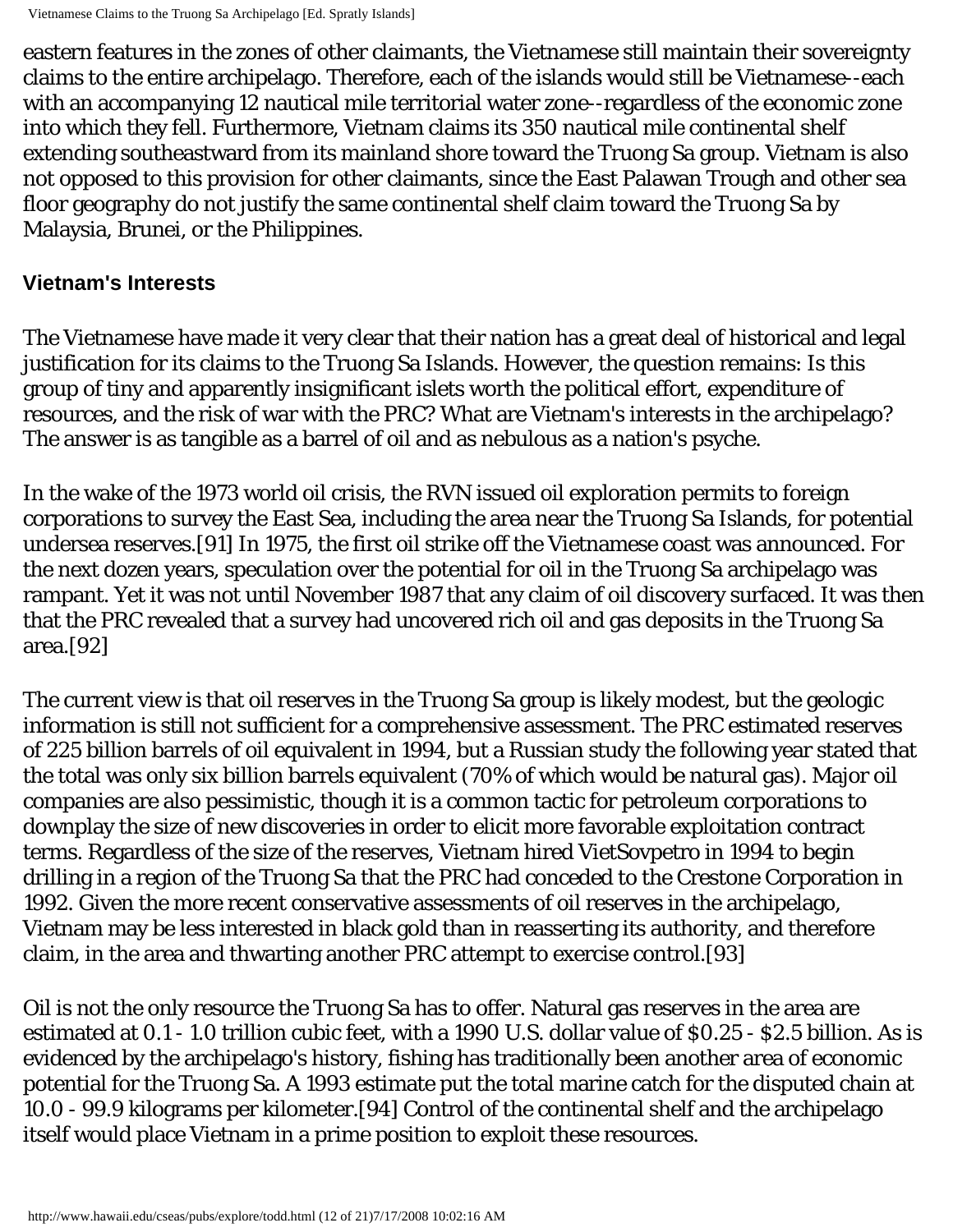eastern features in the zones of other claimants, the Vietnamese still maintain their sovereignty claims to the entire archipelago. Therefore, each of the islands would still be Vietnamese--each with an accompanying 12 nautical mile territorial water zone--regardless of the economic zone into which they fell. Furthermore, Vietnam claims its 350 nautical mile continental shelf extending southeastward from its mainland shore toward the Truong Sa group. Vietnam is also not opposed to this provision for other claimants, since the East Palawan Trough and other sea floor geography do not justify the same continental shelf claim toward the Truong Sa by Malaysia, Brunei, or the Philippines.

## Vietnam's Interests

The Vietnamese have made it very clear that their nation has a great deal of historical and legal justification for its claims to the Truong Sa Islands. However, the question remains: Is this group of tiny and apparently insignificant islets worth the political effort, expenditure of resources, and the risk of war with the PRC? What are Vietnam's interests in the archipelago? The answer is as tangible as a barrel of oil and as nebulous as a nation's psyche.

In the wake of the 1973 world oil crisis, the RVN issued oil exploration permits to foreign corporations to survey the East Sea, including the area near the Truong Sa Islands, for potential undersea reserves.[91] In 1975, the first oil strike off the Vietnamese coast was announced. For the next dozen years, speculation over the potential for oil in the Truong Sa archipelago was rampant. Yet it was not until November 1987 that any claim of oil discovery surfaced. It was then that the PRC revealed that a survey had uncovered rich oil and gas deposits in the Truong Sa area.[92]

The current view is that oil reserves in the Truong Sa group is likely modest, but the geologic information is still not sufficient for a comprehensive assessment. The PRC estimated reserves of 225 billion barrels of oil equivalent in 1994, but a Russian study the following year stated that the total was only six billion barrels equivalent (70% of which would be natural gas). Major oil companies are also pessimistic, though it is a common tactic for petroleum corporations to downplay the size of new discoveries in order to elicit more favorable exploitation contract terms. Regardless of the size of the reserves, Vietnam hired VietSovpetro in 1994 to begin drilling in a region of the Truong Sa that the PRC had conceded to the Crestone Corporation in 1992. Given the more recent conservative assessments of oil reserves in the archipelago, Vietnam may be less interested in black gold than in reasserting its authority, and therefore claim, in the area and thwarting another PRC attempt to exercise control.[93]

Oil is not the only resource the Truong Sa has to offer. Natural gas reserves in the area are estimated at 0.1 - 1.0 trillion cubic feet, with a 1990 U.S. dollar value of $0.25 - $2.5 billion. As is evidenced by the archipelago's history, fishing has traditionally been another area of economic potential for the Truong Sa. A 1993 estimate put the total marine catch for the disputed chain at 10.0 - 99.9 kilograms per kilometer.[94] Control of the continental shelf and the archipelago itself would place Vietnam in a prime position to exploit these resources.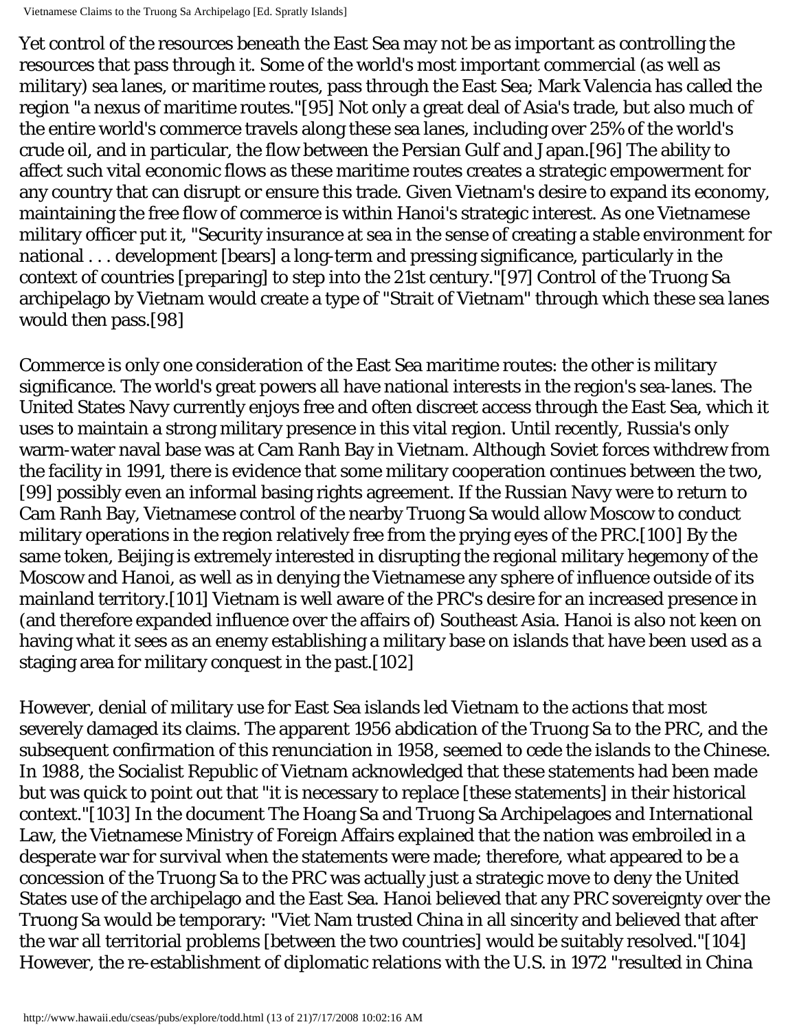Yet control of the resources beneath the East Sea may not be as important as controlling the resources that pass through it. Some of the world's most important commercial (as well as military) sea lanes, or maritime routes, pass through the East Sea; Mark Valencia has called the region "a nexus of maritime routes."[95] Not only a great deal of Asia's trade, but also much of the entire world's commerce travels along these sea lanes, including over 25% of the world's crude oil, and in particular, the flow between the Persian Gulf and Japan.[96] The ability to affect such vital economic flows as these maritime routes creates a strategic empowerment for any country that can disrupt or ensure this trade. Given Vietnam's desire to expand its economy, maintaining the free flow of commerce is within Hanoi's strategic interest. As one Vietnamese military officer put it, "Security insurance at sea in the sense of creating a stable environment for national . . . development [bears] a long-term and pressing significance, particularly in the context of countries [preparing] to step into the 21st century."[97] Control of the Truong Sa archipelago by Vietnam would create a type of "Strait of Vietnam" through which these sea lanes would then pass.[98]

Commerce is only one consideration of the East Sea maritime routes: the other is military significance. The world's great powers all have national interests in the region's sea-lanes. The United States Navy currently enjoys free and often discreet access through the East Sea, which it uses to maintain a strong military presence in this vital region. Until recently, Russia's only warm-water naval base was at Cam Ranh Bay in Vietnam. Although Soviet forces withdrew from the facility in 1991, there is evidence that some military cooperation continues between the two,[99] possibly even an informal basing rights agreement. If the Russian Navy were to return to Cam Ranh Bay, Vietnamese control of the nearby Truong Sa would allow Moscow to conduct military operations in the region relatively free from the prying eyes of the PRC.[100] By the same token, Beijing is extremely interested in disrupting the regional military hegemony of the Moscow and Hanoi, as well as in denying the Vietnamese any sphere of influence outside of its mainland territory.[101] Vietnam is well aware of the PRC's desire for an increased presence in (and therefore expanded influence over the affairs of) Southeast Asia. Hanoi is also not keen on having what it sees as an enemy establishing a military base on islands that have been used as a staging area for military conquest in the past.[102]

However, denial of military use for East Sea islands led Vietnam to the actions that most severely damaged its claims. The apparent 1956 abdication of the Truong Sa to the PRC, and the subsequent confirmation of this renunciation in 1958, seemed to cede the islands to the Chinese. In 1988, the Socialist Republic of Vietnam acknowledged that these statements had been made but was quick to point out that "it is necessary to replace [these statements] in their historical context."[103] In the document The Hoang Sa and Truong Sa Archipelagoes and International Law, the Vietnamese Ministry of Foreign Affairs explained that the nation was embroiled in a desperate war for survival when the statements were made; therefore, what appeared to be a concession of the Truong Sa to the PRC was actually just a strategic move to deny the United States use of the archipelago and the East Sea. Hanoi believed that any PRC sovereignty over the Truong Sa would be temporary: "Viet Nam trusted China in all sincerity and believed that after the war all territorial problems [between the two countries] would be suitably resolved."[104] However, the re-establishment of diplomatic relations with the U.S. in 1972 "resulted in China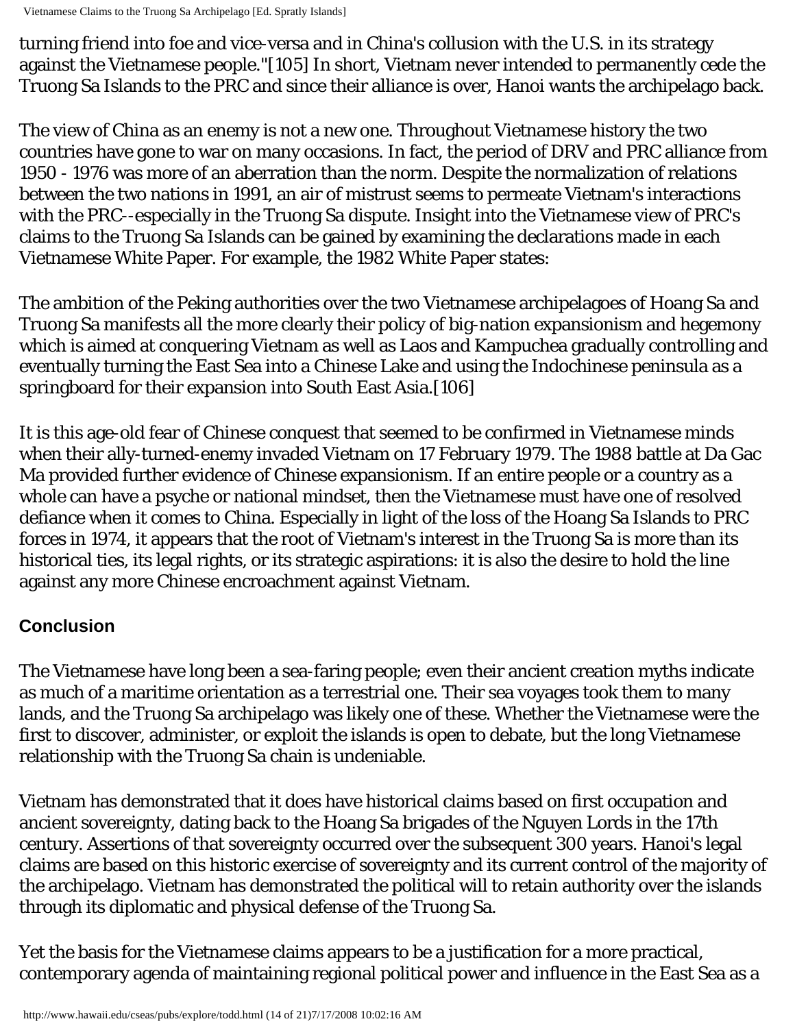turning friend into foe and vice-versa and in China's collusion with the U.S. in its strategy against the Vietnamese people."[105] In short, Vietnam never intended to permanently cede the Truong Sa Islands to the PRC and since their alliance is over, Hanoi wants the archipelago back.

The view of China as an enemy is not a new one. Throughout Vietnamese history the two countries have gone to war on many occasions. In fact, the period of DRV and PRC alliance from 1950 - 1976 was more of an aberration than the norm. Despite the normalization of relations between the two nations in 1991, an air of mistrust seems to permeate Vietnam's interactions with the PRC--especially in the Truong Sa dispute. Insight into the Vietnamese view of PRC's claims to the Truong Sa Islands can be gained by examining the declarations made in each Vietnamese White Paper. For example, the 1982 White Paper states:

The ambition of the Peking authorities over the two Vietnamese archipelagoes of Hoang Sa and Truong Sa manifests all the more clearly their policy of big-nation expansionism and hegemony which is aimed at conquering Vietnam as well as Laos and Kampuchea gradually controlling and eventually turning the East Sea into a Chinese Lake and using the Indochinese peninsula as a springboard for their expansion into South East Asia.[106]

It is this age-old fear of Chinese conquest that seemed to be confirmed in Vietnamese minds when their ally-turned-enemy invaded Vietnam on 17 February 1979. The 1988 battle at Da Gac Ma provided further evidence of Chinese expansionism. If an entire people or a country as a whole can have a psyche or national mindset, then the Vietnamese must have one of resolved defiance when it comes to China. Especially in light of the loss of the Hoang Sa Islands to PRC forces in 1974, it appears that the root of Vietnam's interest in the Truong Sa is more than its historical ties, its legal rights, or its strategic aspirations: it is also the desire to hold the line against any more Chinese encroachment against Vietnam.

## Conclusion

The Vietnamese have long been a sea-faring people; even their ancient creation myths indicate as much of a maritime orientation as a terrestrial one. Their sea voyages took them to many lands, and the Truong Sa archipelago was likely one of these. Whether the Vietnamese were the first to discover, administer, or exploit the islands is open to debate, but the long Vietnamese relationship with the Truong Sa chain is undeniable.

Vietnam has demonstrated that it does have historical claims based on first occupation and ancient sovereignty, dating back to the Hoang Sa brigades of the Nguyen Lords in the 17th century. Assertions of that sovereignty occurred over the subsequent 300 years. Hanoi's legal claims are based on this historic exercise of sovereignty and its current control of the majority of the archipelago. Vietnam has demonstrated the political will to retain authority over the islands through its diplomatic and physical defense of the Truong Sa.

Yet the basis for the Vietnamese claims appears to be a justification for a more practical, contemporary agenda of maintaining regional political power and influence in the East Sea as a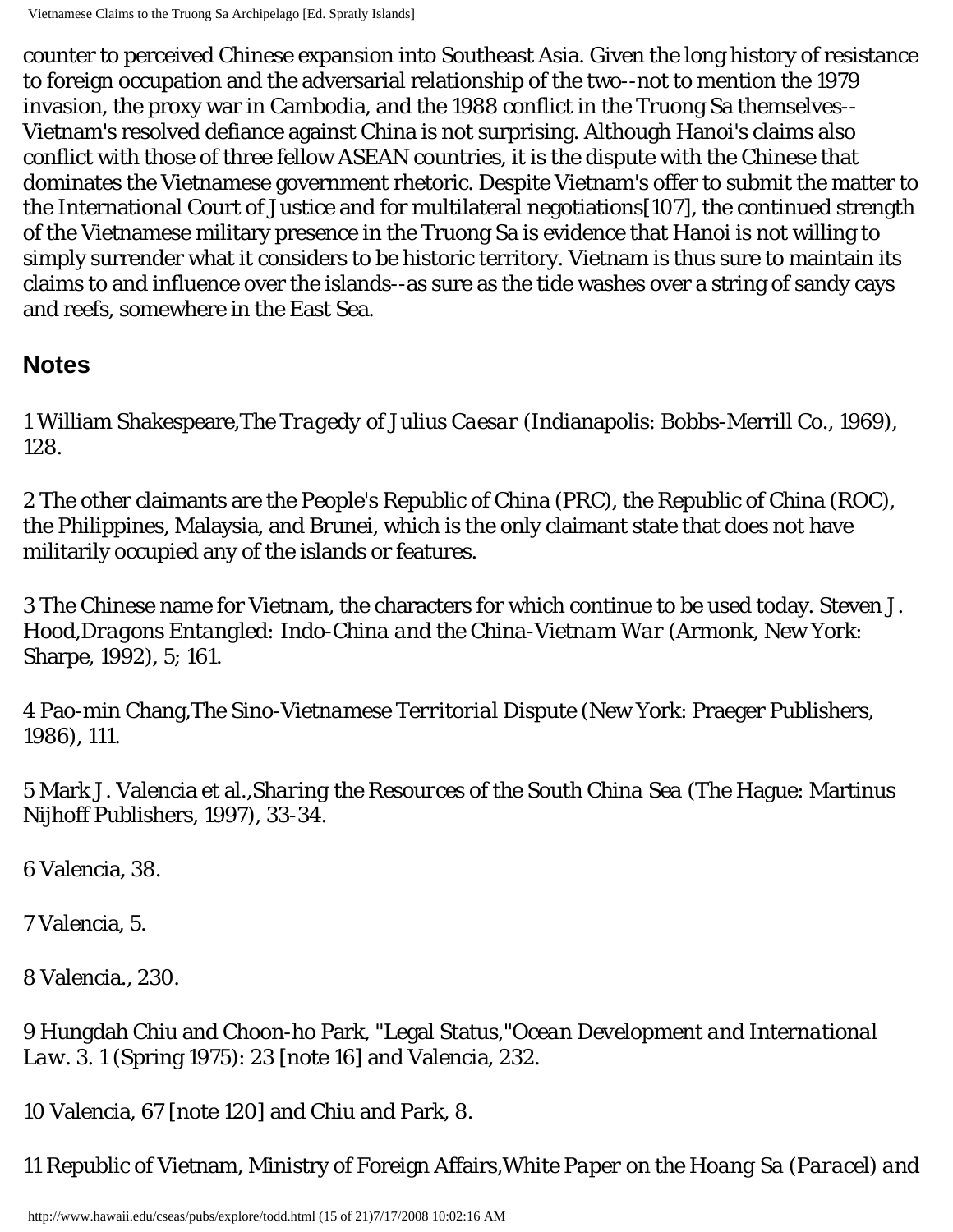counter to perceived Chinese expansion into Southeast Asia. Given the long history of resistance to foreign occupation and the adversarial relationship of the two--not to mention the 1979 invasion, the proxy war in Cambodia, and the 1988 conflict in the Truong Sa themselves--Vietnam's resolved defiance against China is not surprising. Although Hanoi's claims also conflict with those of three fellow ASEAN countries, it is the dispute with the Chinese that dominates the Vietnamese government rhetoric. Despite Vietnam's offer to submit the matter to the International Court of Justice and for multilateral negotiations[107], the continued strength of the Vietnamese military presence in the Truong Sa is evidence that Hanoi is not willing to simply surrender what it considers to be historic territory. Vietnam is thus sure to maintain its claims to and influence over the islands--as sure as the tide washes over a string of sandy cays and reefs, somewhere in the East Sea.

## Notes

1 William Shakespeare,*The Tragedy of Julius Caesar* (Indianapolis: Bobbs-Merrill Co., 1969), 128.

2 The other claimants are the People's Republic of China (PRC), the Republic of China (ROC), the Philippines, Malaysia, and Brunei, which is the only claimant state that does not have militarily occupied any of the islands or features.

3 The Chinese name for Vietnam, the characters for which continue to be used today. Steven J. Hood,*Dragons Entangled: Indo-China and the China-Vietnam War* (Armonk, New York: Sharpe, 1992), 5; 161.

4 Pao-min Chang,*The Sino-Vietnamese Territorial Dispute* (New York: Praeger Publishers, 1986), 111.

5 Mark J. Valencia et al.,*Sharing the Resources of the South China Sea* (The Hague: Martinus Nijhoff Publishers, 1997), 33-34.

6 Valencia, 38.

7 Valencia, 5.

8 Valencia., 230.

9 Hungdah Chiu and Choon-ho Park, "Legal Status,"*Ocean Development and International Law*. 3. 1 (Spring 1975): 23 [note 16] and Valencia, 232.

10 Valencia, 67 [note 120] and Chiu and Park, 8.

11 Republic of Vietnam, Ministry of Foreign Affairs,*White Paper on the Hoang Sa (Paracel) and*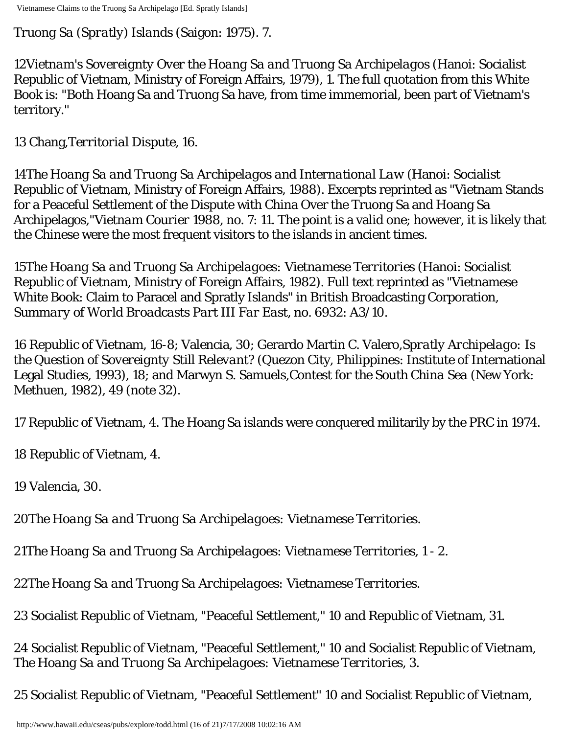*Truong Sa (Spratly) Islands* (Saigon: 1975). 7.

12*Vietnam's Sovereignty Over the Hoang Sa and Truong Sa Archipelagos* (Hanoi: Socialist Republic of Vietnam, Ministry of Foreign Affairs, 1979), 1. The full quotation from this White Book is: "Both Hoang Sa and Truong Sa have, from time immemorial, been part of Vietnam's territory."

13 Chang,*Territorial Dispute*, 16.

14*The Hoang Sa and Truong Sa Archipelagos and International Law* (Hanoi: Socialist Republic of Vietnam, Ministry of Foreign Affairs, 1988). Excerpts reprinted as "Vietnam Stands for a Peaceful Settlement of the Dispute with China Over the Truong Sa and Hoang Sa Archipelagos,"*Vietnam Courier* 1988, no. 7: 11. The point is a valid one; however, it is likely that the Chinese were the most frequent visitors to the islands in ancient times.

15*The Hoang Sa and Truong Sa Archipelagoes: Vietnamese Territories* (Hanoi: Socialist Republic of Vietnam, Ministry of Foreign Affairs, 1982). Full text reprinted as "Vietnamese White Book: Claim to Paracel and Spratly Islands" in British Broadcasting Corporation, *Summary of World Broadcasts Part III Far East*, no. 6932: A3/10.

16 Republic of Vietnam, 16-8; Valencia, 30; Gerardo Martin C. Valero,*Spratly Archipelago: Is the Question of Sovereignty Still Relevant?* (Quezon City, Philippines: Institute of International Legal Studies, 1993), 18; and Marwyn S. Samuels,Contest for the South China Sea (New York: Methuen, 1982), 49 (note 32).

17 Republic of Vietnam, 4. The Hoang Sa islands were conquered militarily by the PRC in 1974.

18 Republic of Vietnam, 4.

19 Valencia, 30.

20*The Hoang Sa and Truong Sa Archipelagoes: Vietnamese Territories.*

21*The Hoang Sa and Truong Sa Archipelagoes: Vietnamese Territories*, 1 - 2.

22*The Hoang Sa and Truong Sa Archipelagoes: Vietnamese Territories.*

23 Socialist Republic of Vietnam, "Peaceful Settlement," 10 and Republic of Vietnam, 31.

24 Socialist Republic of Vietnam, "Peaceful Settlement," 10 and Socialist Republic of Vietnam, *The Hoang Sa and Truong Sa Archipelagoes: Vietnamese Territories*, 3.

25 Socialist Republic of Vietnam, "Peaceful Settlement" 10 and Socialist Republic of Vietnam,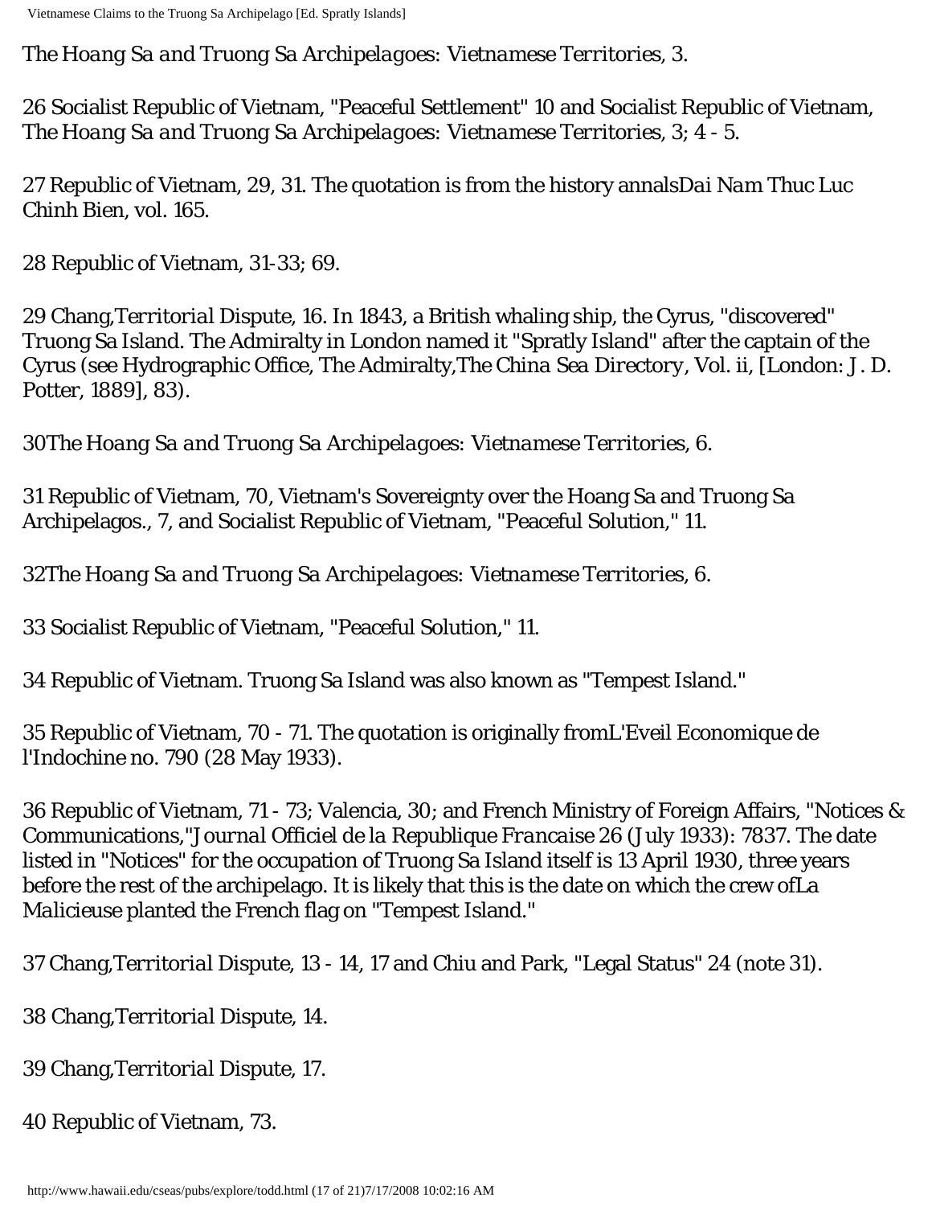*The Hoang Sa and Truong Sa Archipelagoes: Vietnamese Territories*, 3.

26 Socialist Republic of Vietnam, "Peaceful Settlement" 10 and Socialist Republic of Vietnam, *The Hoang Sa and Truong Sa Archipelagoes: Vietnamese Territories*, 3; 4 - 5.

27 Republic of Vietnam, 29, 31. The quotation is from the history annals*Dai Nam Thuc Luc Chinh Bien*, vol. 165.

28 Republic of Vietnam, 31-33; 69.

29 Chang,*Territorial Dispute*, 16. In 1843, a British whaling ship, the Cyrus, "discovered" Truong Sa Island. The Admiralty in London named it "Spratly Island" after the captain of the Cyrus (see Hydrographic Office, The Admiralty,*The China Sea Directory*, Vol. ii, [London: J. D. Potter, 1889], 83).

30*The Hoang Sa and Truong Sa Archipelagoes: Vietnamese Territories*, 6.

31 Republic of Vietnam, 70, Vietnam's Sovereignty over the Hoang Sa and Truong Sa Archipelagos., 7, and Socialist Republic of Vietnam, "Peaceful Solution," 11.

32*The Hoang Sa and Truong Sa Archipelagoes: Vietnamese Territories*, 6.

33 Socialist Republic of Vietnam, "Peaceful Solution," 11.

34 Republic of Vietnam. Truong Sa Island was also known as "Tempest Island."

35 Republic of Vietnam, 70 - 71. The quotation is originally from*L'Eveil Economique de l'Indochine* no. 790 (28 May 1933).

36 Republic of Vietnam, 71 - 73; Valencia, 30; and French Ministry of Foreign Affairs, "Notices & Communications,"*Journal Officiel de la Republique Francaise* 26 (July 1933): 7837. The date listed in "Notices" for the occupation of Truong Sa Island itself is 13 April 1930, three years before the rest of the archipelago. It is likely that this is the date on which the crew of*La Malicieuse* planted the French flag on "Tempest Island."

37 Chang,*Territorial Dispute*, 13 - 14, 17 and Chiu and Park, "Legal Status" 24 (note 31).

38 Chang,*Territorial Dispute*, 14.

39 Chang,*Territorial Dispute*, 17.

40 Republic of Vietnam, 73.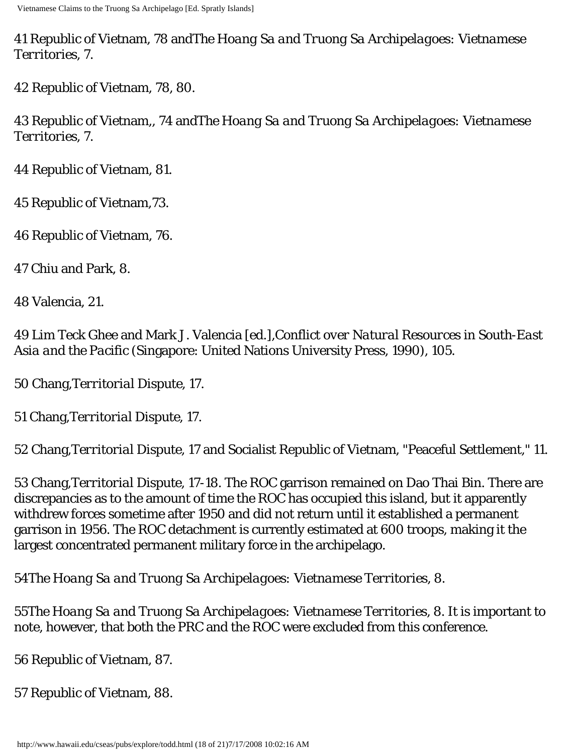41 Republic of Vietnam, 78 and*The Hoang Sa and Truong Sa Archipelagoes: Vietnamese Territories*, 7.

42 Republic of Vietnam, 78, 80.

43 Republic of Vietnam,, 74 and*The Hoang Sa and Truong Sa Archipelagoes: Vietnamese Territories*, 7.

44 Republic of Vietnam, 81.

45 Republic of Vietnam,73.

46 Republic of Vietnam, 76.

47 Chiu and Park, 8.

48 Valencia, 21.

49 Lim Teck Ghee and Mark J. Valencia [ed.],*Conflict over Natural Resources in South-East Asia and the Pacific* (Singapore: United Nations University Press, 1990), 105.

50 Chang,*Territorial Dispute*, 17.

51 Chang,*Territorial Dispute*, 17.

52 Chang,*Territorial Dispute*, 17 and Socialist Republic of Vietnam, "Peaceful Settlement," 11.

53 Chang,*Territorial Dispute*, 17-18. The ROC garrison remained on Dao Thai Bin. There are discrepancies as to the amount of time the ROC has occupied this island, but it apparently withdrew forces sometime after 1950 and did not return until it established a permanent garrison in 1956. The ROC detachment is currently estimated at 600 troops, making it the largest concentrated permanent military force in the archipelago.

54*The Hoang Sa and Truong Sa Archipelagoes: Vietnamese Territories*, 8.

55*The Hoang Sa and Truong Sa Archipelagoes: Vietnamese Territories*, 8. It is important to note, however, that both the PRC and the ROC were excluded from this conference.

56 Republic of Vietnam, 87.

57 Republic of Vietnam, 88.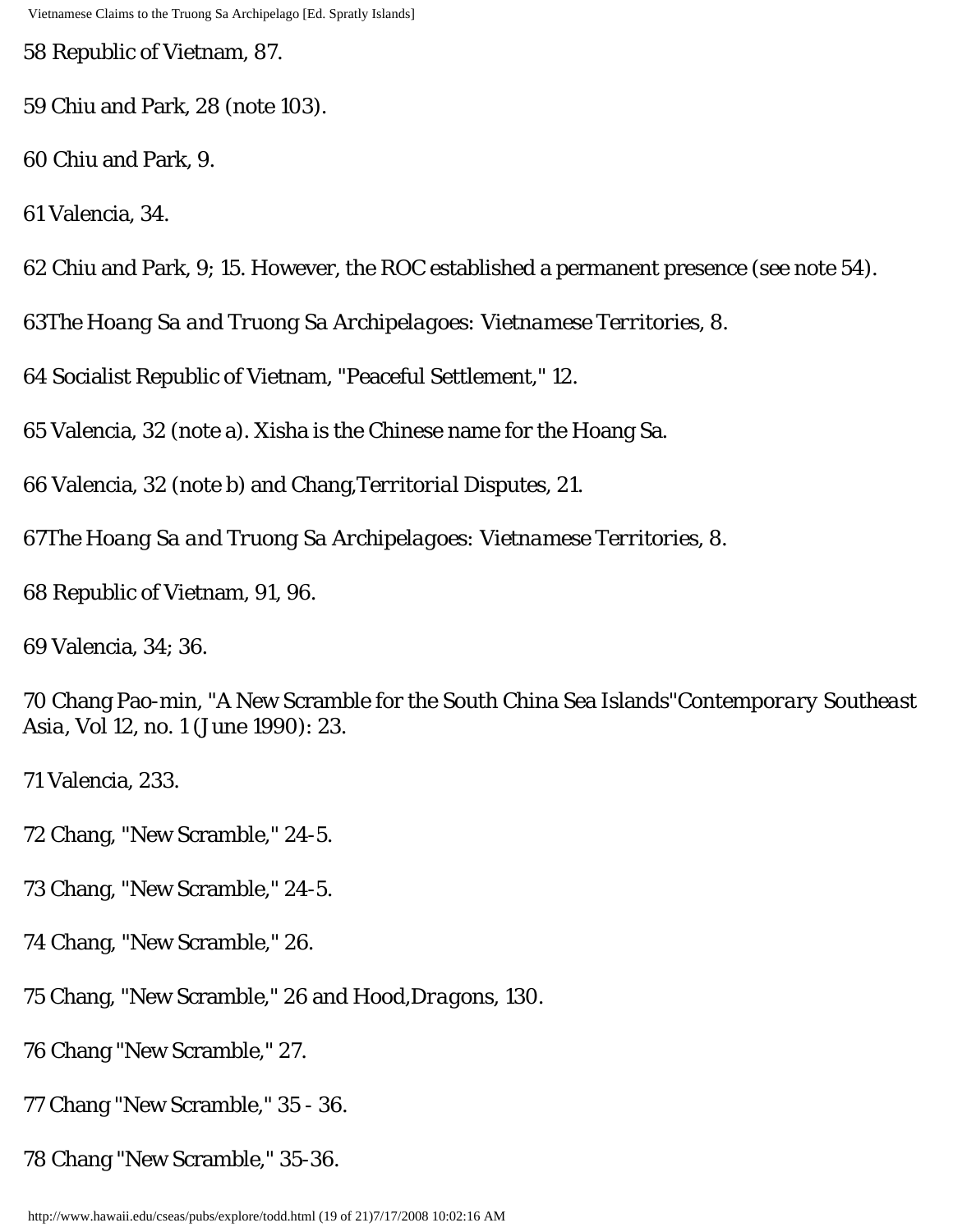58 Republic of Vietnam, 87.

59 Chiu and Park, 28 (note 103).

60 Chiu and Park, 9.

61 Valencia, 34.

62 Chiu and Park, 9; 15. However, the ROC established a permanent presence (see note 54).

63*The Hoang Sa and Truong Sa Archipelagoes: Vietnamese Territories*, 8.

64 Socialist Republic of Vietnam, "Peaceful Settlement," 12.

65 Valencia, 32 (note a). Xisha is the Chinese name for the Hoang Sa.

66 Valencia, 32 (note b) and Chang,*Territorial Disputes*, 21.

67*The Hoang Sa and Truong Sa Archipelagoes: Vietnamese Territories*, 8.

68 Republic of Vietnam, 91, 96.

69 Valencia, 34; 36.

70 Chang Pao-min, "A New Scramble for the South China Sea Islands"*Contemporary Southeast Asia*, Vol 12, no. 1 (June 1990): 23.

71 Valencia, 233.

72 Chang, "New Scramble," 24-5.

73 Chang, "New Scramble," 24-5.

74 Chang, "New Scramble," 26.

75 Chang, "New Scramble," 26 and Hood,*Dragons*, 130.

76 Chang "New Scramble," 27.

77 Chang "New Scramble," 35 - 36.

78 Chang "New Scramble," 35-36.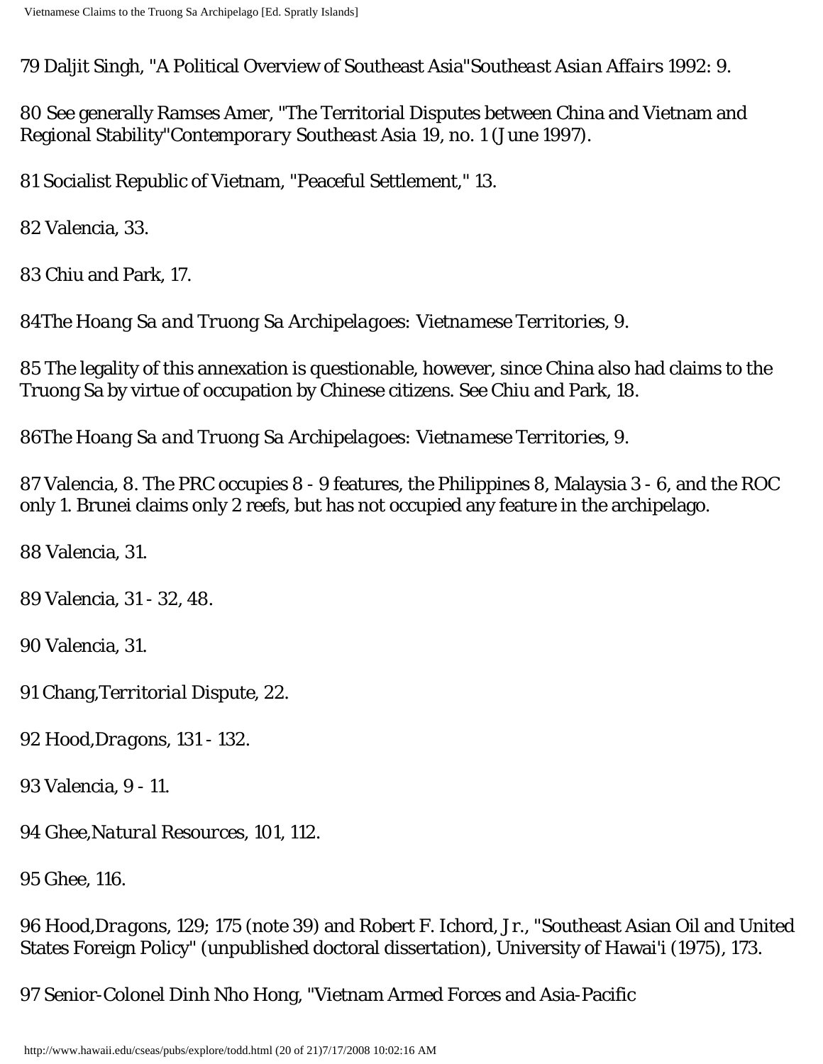79 Daljit Singh, "A Political Overview of Southeast Asia"*Southeast Asian Affairs* 1992: 9.

80 See generally Ramses Amer, "The Territorial Disputes between China and Vietnam and Regional Stability"*Contemporary Southeast Asia* 19, no. 1 (June 1997).

81 Socialist Republic of Vietnam, "Peaceful Settlement," 13.

82 Valencia, 33.

83 Chiu and Park, 17.

84*The Hoang Sa and Truong Sa Archipelagoes: Vietnamese Territories*, 9.

85 The legality of this annexation is questionable, however, since China also had claims to the Truong Sa by virtue of occupation by Chinese citizens. See Chiu and Park, 18.

86*The Hoang Sa and Truong Sa Archipelagoes: Vietnamese Territories*, 9.

87 Valencia, 8. The PRC occupies 8 - 9 features, the Philippines 8, Malaysia 3 - 6, and the ROC only 1. Brunei claims only 2 reefs, but has not occupied any feature in the archipelago.

88 Valencia, 31.

89 Valencia, 31 - 32, 48.

90 Valencia, 31.

91 Chang,*Territorial Dispute*, 22.

92 Hood,*Dragons*, 131 - 132.

93 Valencia, 9 - 11.

94 Ghee,*Natural Resources*, 101, 112.

95 Ghee, 116.

96 Hood,*Dragons*, 129; 175 (note 39) and Robert F. Ichord, Jr., "Southeast Asian Oil and United States Foreign Policy" (unpublished doctoral dissertation), University of Hawai'i (1975), 173.

97 Senior-Colonel Dinh Nho Hong, "Vietnam Armed Forces and Asia-Pacific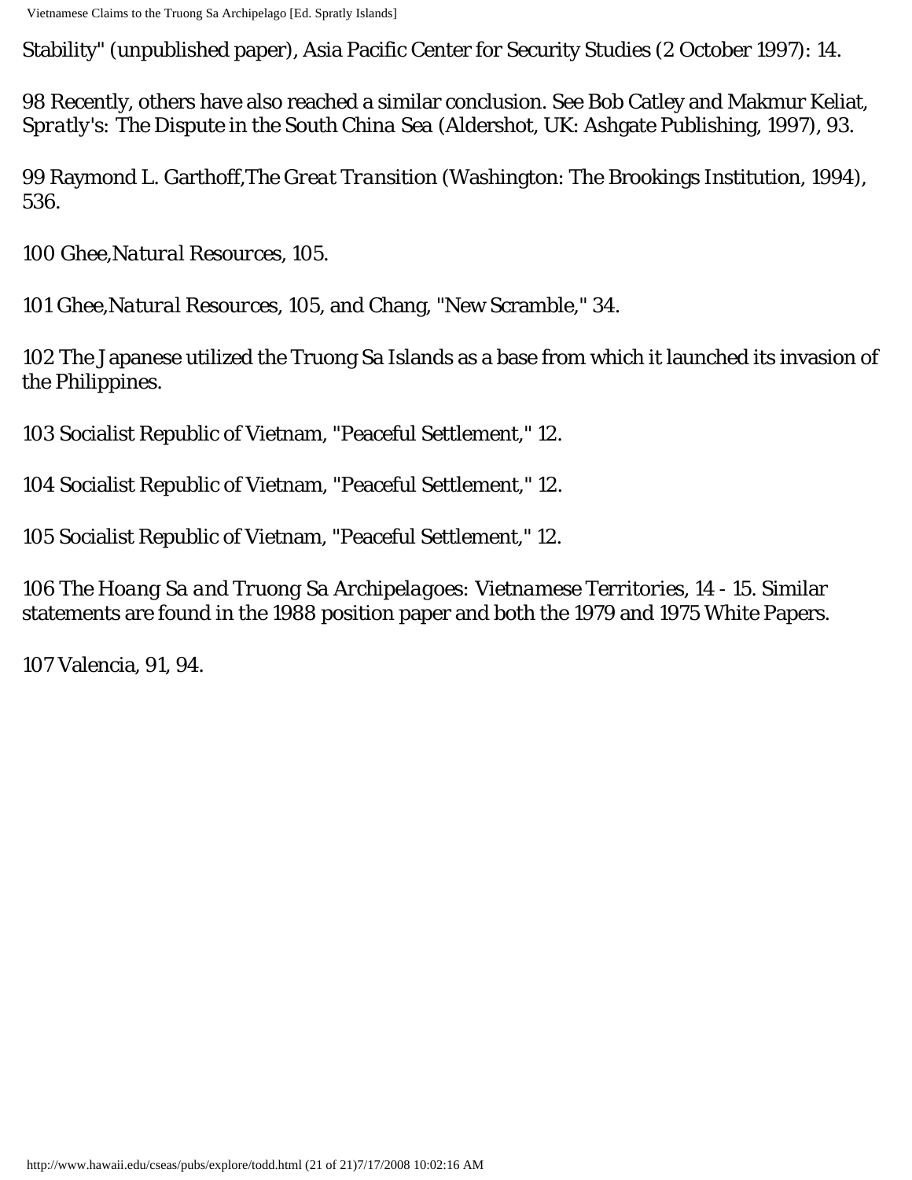Stability" (unpublished paper), Asia Pacific Center for Security Studies (2 October 1997): 14.

98 Recently, others have also reached a similar conclusion. See Bob Catley and Makmur Keliat, *Spratly's: The Dispute in the South China Sea* (Aldershot, UK: Ashgate Publishing, 1997), 93.

99 Raymond L. Garthoff,*The Great Transition* (Washington: The Brookings Institution, 1994), 536.

100 Ghee,*Natural Resources*, 105.

101 Ghee,*Natural Resources*, 105, and Chang, "New Scramble," 34.

102 The Japanese utilized the Truong Sa Islands as a base from which it launched its invasion of the Philippines.

103 Socialist Republic of Vietnam, "Peaceful Settlement," 12.

104 Socialist Republic of Vietnam, "Peaceful Settlement," 12.

105 Socialist Republic of Vietnam, "Peaceful Settlement," 12.

106 *The Hoang Sa and Truong Sa Archipelagoes: Vietnamese Territories*, 14 - 15. Similar statements are found in the 1988 position paper and both the 1979 and 1975 White Papers.

107 Valencia, 91, 94.